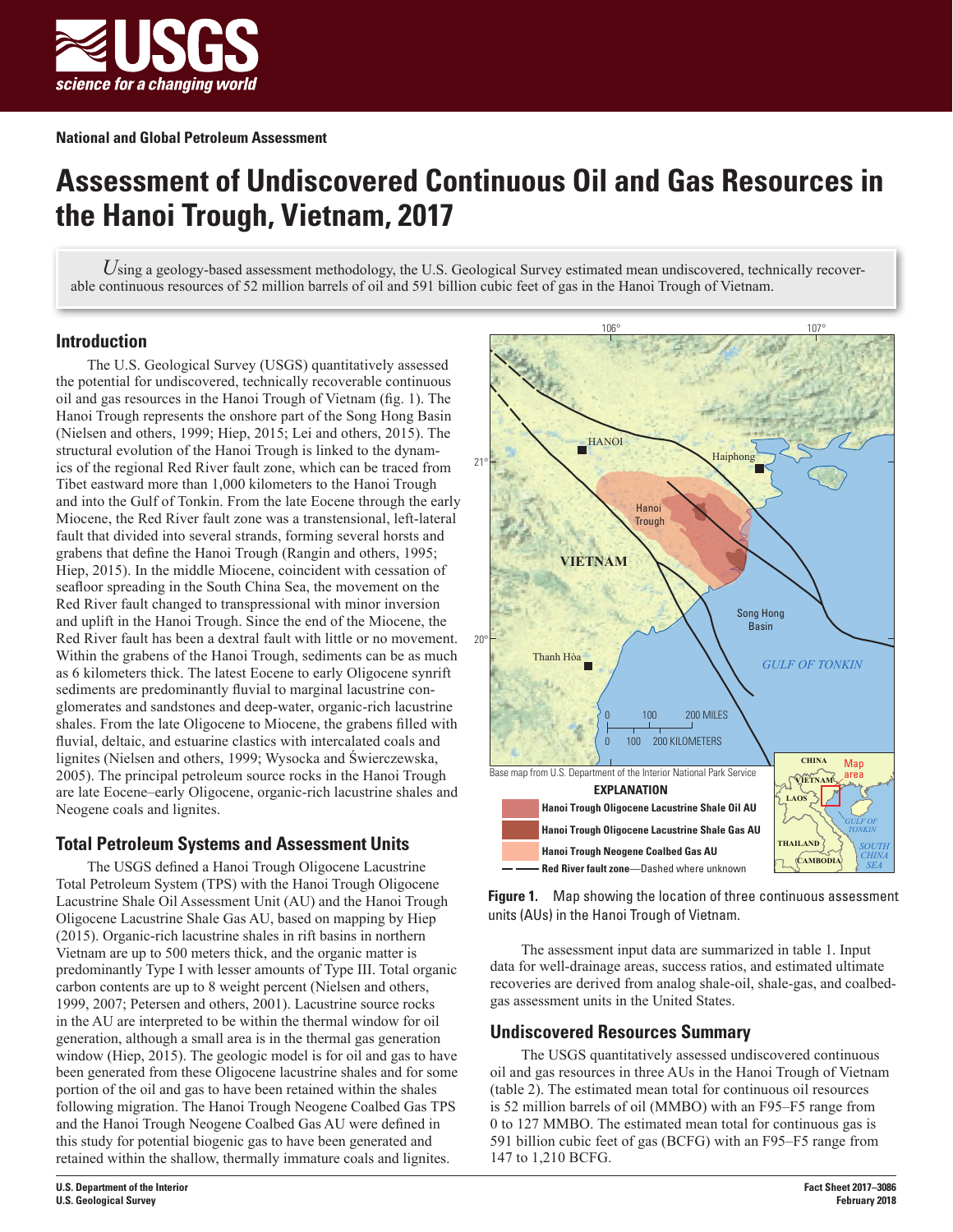National and Global Petroleum Assessment

# Assessment of Undiscovered Continuous Oil and Gas Resources in the Hanoi Trough, Vietnam, 2017

*U*sing a geology-based assessment methodology, the U.S. Geological Survey estimated mean undiscovered, technically recoverable continuous resources of 52 million barrels of oil and 591 billion cubic feet of gas in the Hanoi Trough of Vietnam.

## Introduction

The U.S. Geological Survey (USGS) quantitatively assessed the potential for undiscovered, technically recoverable continuous oil and gas resources in the Hanoi Trough of Vietnam (fig. 1). The Hanoi Trough represents the onshore part of the Song Hong Basin (Nielsen and others, 1999; Hiep, 2015; Lei and others, 2015). The structural evolution of the Hanoi Trough is linked to the dynamics of the regional Red River fault zone, which can be traced from Tibet eastward more than 1,000 kilometers to the Hanoi Trough and into the Gulf of Tonkin. From the late Eocene through the early Miocene, the Red River fault zone was a transtensional, left-lateral fault that divided into several strands, forming several horsts and grabens that define the Hanoi Trough (Rangin and others, 1995; Hiep, 2015). In the middle Miocene, coincident with cessation of seafloor spreading in the South China Sea, the movement on the Red River fault changed to transpressional with minor inversion and uplift in the Hanoi Trough. Since the end of the Miocene, the Red River fault has been a dextral fault with little or no movement. Within the grabens of the Hanoi Trough, sediments can be as much as 6 kilometers thick. The latest Eocene to early Oligocene synrift sediments are predominantly fluvial to marginal lacustrine conglomerates and sandstones and deep-water, organic-rich lacustrine shales. From the late Oligocene to Miocene, the grabens filled with fluvial, deltaic, and estuarine clastics with intercalated coals and lignites (Nielsen and others, 1999; Wysocka and Świerczewska, 2005). The principal petroleum source rocks in the Hanoi Trough are late Eocene–early Oligocene, organic-rich lacustrine shales and Neogene coals and lignites.

## Total Petroleum Systems and Assessment Units

The USGS defined a Hanoi Trough Oligocene Lacustrine Total Petroleum System (TPS) with the Hanoi Trough Oligocene Lacustrine Shale Oil Assessment Unit (AU) and the Hanoi Trough Oligocene Lacustrine Shale Gas AU, based on mapping by Hiep (2015). Organic-rich lacustrine shales in rift basins in northern Vietnam are up to 500 meters thick, and the organic matter is predominantly Type I with lesser amounts of Type III. Total organic carbon contents are up to 8 weight percent (Nielsen and others, 1999, 2007; Petersen and others, 2001). Lacustrine source rocks in the AU are interpreted to be within the thermal window for oil generation, although a small area is in the thermal gas generation window (Hiep, 2015). The geologic model is for oil and gas to have been generated from these Oligocene lacustrine shales and for some portion of the oil and gas to have been retained within the shales following migration. The Hanoi Trough Neogene Coalbed Gas TPS and the Hanoi Trough Neogene Coalbed Gas AU were defined in this study for potential biogenic gas to have been generated and retained within the shallow, thermally immature coals and lignites.

Base map from U.S. Department of the Interior National Park Service

**EXPLANATION**

- Hanoi Trough Oligocene Lacustrine Shale Oil AU
- Hanoi Trough Oligocene Lacustrine Shale Gas AU
- Hanoi Trough Neogene Coalbed Gas AU
- Red River fault zone—Dashed where unknown

**Figure 1.** Map showing the location of three continuous assessment units (AUs) in the Hanoi Trough of Vietnam.

The assessment input data are summarized in table 1. Input data for well-drainage areas, success ratios, and estimated ultimate recoveries are derived from analog shale-oil, shale-gas, and coalbed-gas assessment units in the United States.

## Undiscovered Resources Summary

The USGS quantitatively assessed undiscovered continuous oil and gas resources in three AUs in the Hanoi Trough of Vietnam (table 2). The estimated mean total for continuous oil resources is 52 million barrels of oil (MMBO) with an F95–F5 range from 0 to 127 MMBO. The estimated mean total for continuous gas is 591 billion cubic feet of gas (BCFG) with an F95–F5 range from 147 to 1,210 BCFG.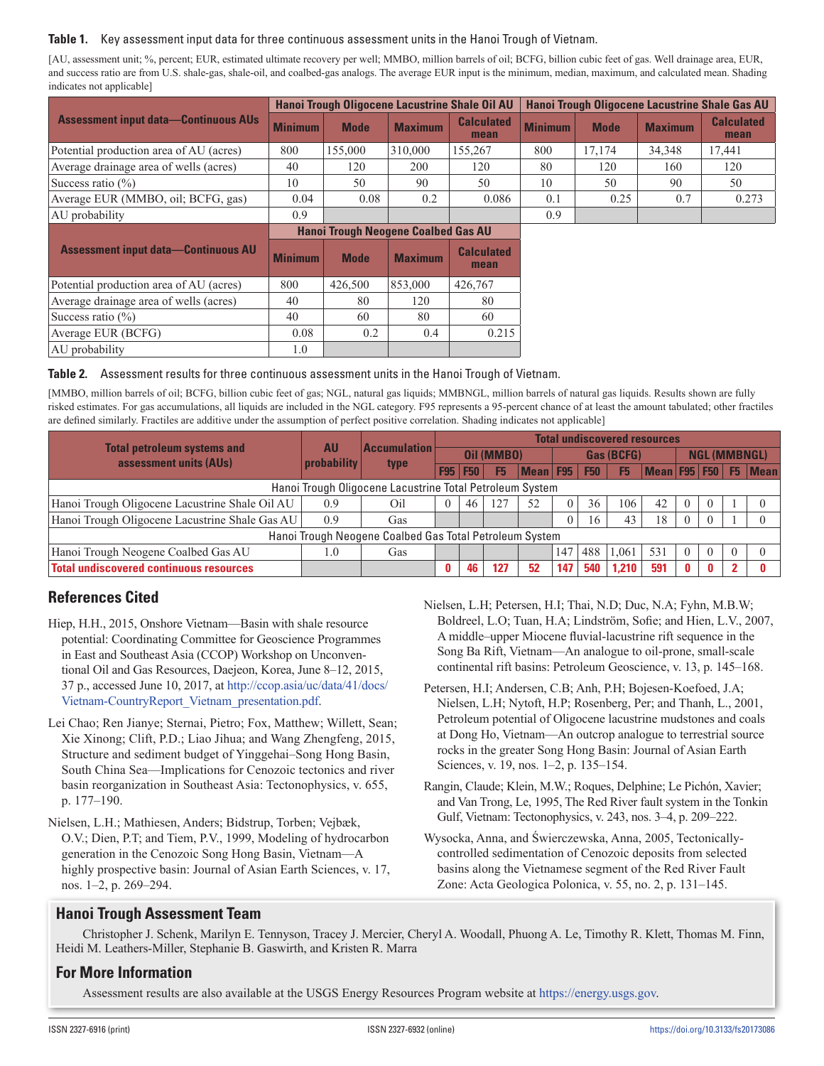**Table 1.** Key assessment input data for three continuous assessment units in the Hanoi Trough of Vietnam.

[AU, assessment unit; %, percent; EUR, estimated ultimate recovery per well; MMBO, million barrels of oil; BCFG, billion cubic feet of gas. Well drainage area, EUR, and success ratio are from U.S. shale-gas, shale-oil, and coalbed-gas analogs. The average EUR input is the minimum, median, maximum, and calculated mean. Shading indicates not applicable]

| Assessment input data—Continuous AUs | Hanoi Trough Oligocene Lacustrine Shale Oil AU | | | | Hanoi Trough Oligocene Lacustrine Shale Gas AU | | | |
|---|---|---|---|---|---|---|---|---|
| | Minimum | Mode | Maximum | Calculated mean | Minimum | Mode | Maximum | Calculated mean |
| Potential production area of AU (acres) | 800 | 155,000 | 310,000 | 155,267 | 800 | 17,174 | 34,348 | 17,441 |
| Average drainage area of wells (acres) | 40 | 120 | 200 | 120 | 80 | 120 | 160 | 120 |
| Success ratio (%) | 10 | 50 | 90 | 50 | 10 | 50 | 90 | 50 |
| Average EUR (MMBO, oil; BCFG, gas) | 0.04 | 0.08 | 0.2 | 0.086 | 0.1 | 0.25 | 0.7 | 0.273 |
| AU probability | 0.9 | | | | 0.9 | | | |

| Assessment input data—Continuous AU | Hanoi Trough Neogene Coalbed Gas AU | | | |
|---|---|---|---|---|
| | Minimum | Mode | Maximum | Calculated mean |
| Potential production area of AU (acres) | 800 | 426,500 | 853,000 | 426,767 |
| Average drainage area of wells (acres) | 40 | 80 | 120 | 80 |
| Success ratio (%) | 40 | 60 | 80 | 60 |
| Average EUR (BCFG) | 0.08 | 0.2 | 0.4 | 0.215 |
| AU probability | 1.0 | | | |

**Table 2.** Assessment results for three continuous assessment units in the Hanoi Trough of Vietnam.

[MMBO, million barrels of oil; BCFG, billion cubic feet of gas; NGL, natural gas liquids; MMBNGL, million barrels of natural gas liquids. Results shown are fully risked estimates. For gas accumulations, all liquids are included in the NGL category. F95 represents a 95-percent chance of at least the amount tabulated; other fractiles are defined similarly. Fractiles are additive under the assumption of perfect positive correlation. Shading indicates not applicable]

| Total petroleum systems and assessment units (AUs) | AU probability | Accumulation type | Total undiscovered resources | | | | | | | | | | | |
|---|---|---|---|---|---|---|---|---|---|---|---|---|---|---|
| | | | Oil (MMBO) | | | | Gas (BCFG) | | | | NGL (MMBNGL) | | | |
| | | | F95 | F50 | F5 | Mean | F95 | F50 | F5 | Mean | F95 | F50 | F5 | Mean |
| Hanoi Trough Oligocene Lacustrine Total Petroleum System | | | | | | | | | | | | | | |
| Hanoi Trough Oligocene Lacustrine Shale Oil AU | 0.9 | Oil | 0 | 46 | 127 | 52 | 0 | 36 | 106 | 42 | 0 | 0 | 1 | 0 |
| Hanoi Trough Oligocene Lacustrine Shale Gas AU | 0.9 | Gas | | | | | 0 | 16 | 43 | 18 | 0 | 0 | 1 | 0 |
| Hanoi Trough Neogene Coalbed Gas Total Petroleum System | | | | | | | | | | | | | | |
| Hanoi Trough Neogene Coalbed Gas AU | 1.0 | Gas | | | | | 147 | 488 | 1,061 | 531 | 0 | 0 | 0 | 0 |
| **Total undiscovered continuous resources** | | | **0** | **46** | **127** | **52** | **147** | **540** | **1,210** | **591** | **0** | **0** | **2** | **0** |

## References Cited

Hiep, H.H., 2015, Onshore Vietnam—Basin with shale resource potential: Coordinating Committee for Geoscience Programmes in East and Southeast Asia (CCOP) Workshop on Unconventional Oil and Gas Resources, Daejeon, Korea, June 8–12, 2015, 37 p., accessed June 10, 2017, at http://ccop.asia/uc/data/41/docs/Vietnam-CountryReport_Vietnam_presentation.pdf.

Lei Chao; Ren Jianye; Sternai, Pietro; Fox, Matthew; Willett, Sean; Xie Xinong; Clift, P.D.; Liao Jihua; and Wang Zhengfeng, 2015, Structure and sediment budget of Yinggehai–Song Hong Basin, South China Sea—Implications for Cenozoic tectonics and river basin reorganization in Southeast Asia: Tectonophysics, v. 655, p. 177–190.

Nielsen, L.H.; Mathiesen, Anders; Bidstrup, Torben; Vejbæk, O.V.; Dien, P.T; and Tiem, P.V., 1999, Modeling of hydrocarbon generation in the Cenozoic Song Hong Basin, Vietnam—A highly prospective basin: Journal of Asian Earth Sciences, v. 17, nos. 1–2, p. 269–294.

Nielsen, L.H; Petersen, H.I; Thai, N.D; Duc, N.A; Fyhn, M.B.W; Boldreel, L.O; Tuan, H.A; Lindström, Sofie; and Hien, L.V., 2007, A middle–upper Miocene fluvial-lacustrine rift sequence in the Song Ba Rift, Vietnam—An analogue to oil-prone, small-scale continental rift basins: Petroleum Geoscience, v. 13, p. 145–168.

Petersen, H.I; Andersen, C.B; Anh, P.H; Bojesen-Koefoed, J.A; Nielsen, L.H; Nytoft, H.P; Rosenberg, Per; and Thanh, L., 2001, Petroleum potential of Oligocene lacustrine mudstones and coals at Dong Ho, Vietnam—An outcrop analogue to terrestrial source rocks in the greater Song Hong Basin: Journal of Asian Earth Sciences, v. 19, nos. 1–2, p. 135–154.

Rangin, Claude; Klein, M.W.; Roques, Delphine; Le Pichón, Xavier; and Van Trong, Le, 1995, The Red River fault system in the Tonkin Gulf, Vietnam: Tectonophysics, v. 243, nos. 3–4, p. 209–222.

Wysocka, Anna, and Świerczewska, Anna, 2005, Tectonically-controlled sedimentation of Cenozoic deposits from selected basins along the Vietnamese segment of the Red River Fault Zone: Acta Geologica Polonica, v. 55, no. 2, p. 131–145.

## Hanoi Trough Assessment Team

Christopher J. Schenk, Marilyn E. Tennyson, Tracey J. Mercier, Cheryl A. Woodall, Phuong A. Le, Timothy R. Klett, Thomas M. Finn, Heidi M. Leathers-Miller, Stephanie B. Gaswirth, and Kristen R. Marra

## For More Information

Assessment results are also available at the USGS Energy Resources Program website at https://energy.usgs.gov.

ISSN 2327-6916 (print) ISSN 2327-6932 (online) https://doi.org/10.3133/fs20173086